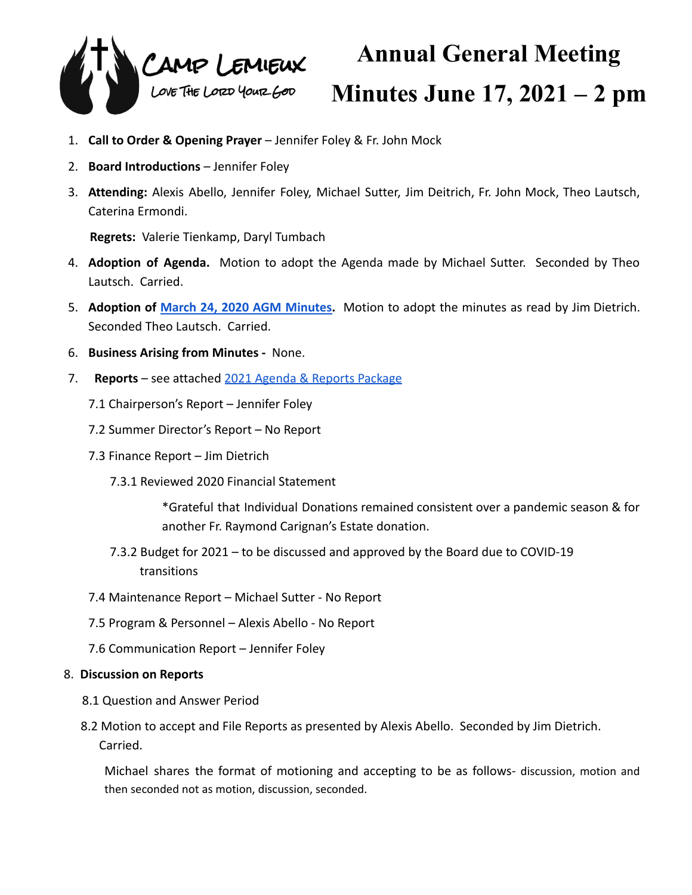Camp Lemieux — Love The Lord Your God

# Annual General Meeting Minutes June 17, 2021 – 2 pm

1. **Call to Order & Opening Prayer** – Jennifer Foley & Fr. John Mock
2. **Board Introductions** – Jennifer Foley
3. **Attending:** Alexis Abello, Jennifer Foley, Michael Sutter, Jim Deitrich, Fr. John Mock, Theo Lautsch, Caterina Ermondi.

   **Regrets:** Valerie Tienkamp, Daryl Tumbach
4. **Adoption of Agenda.** Motion to adopt the Agenda made by Michael Sutter. Seconded by Theo Lautsch. Carried.
5. **Adoption of March 24, 2020 AGM Minutes.** Motion to adopt the minutes as read by Jim Dietrich. Seconded Theo Lautsch. Carried.
6. **Business Arising from Minutes -** None.
7. **Reports** – see attached 2021 Agenda & Reports Package

   7.1 Chairperson's Report – Jennifer Foley

   7.2 Summer Director's Report – No Report

   7.3 Finance Report – Jim Dietrich

   7.3.1 Reviewed 2020 Financial Statement

   *Grateful that Individual Donations remained consistent over a pandemic season & for another Fr. Raymond Carignan's Estate donation.

   7.3.2 Budget for 2021 – to be discussed and approved by the Board due to COVID-19 transitions

   7.4 Maintenance Report – Michael Sutter - No Report

   7.5 Program & Personnel – Alexis Abello - No Report

   7.6 Communication Report – Jennifer Foley

8. **Discussion on Reports**

   8.1 Question and Answer Period

   8.2 Motion to accept and File Reports as presented by Alexis Abello. Seconded by Jim Dietrich. Carried.

   Michael shares the format of motioning and accepting to be as follows- discussion, motion and then seconded not as motion, discussion, seconded.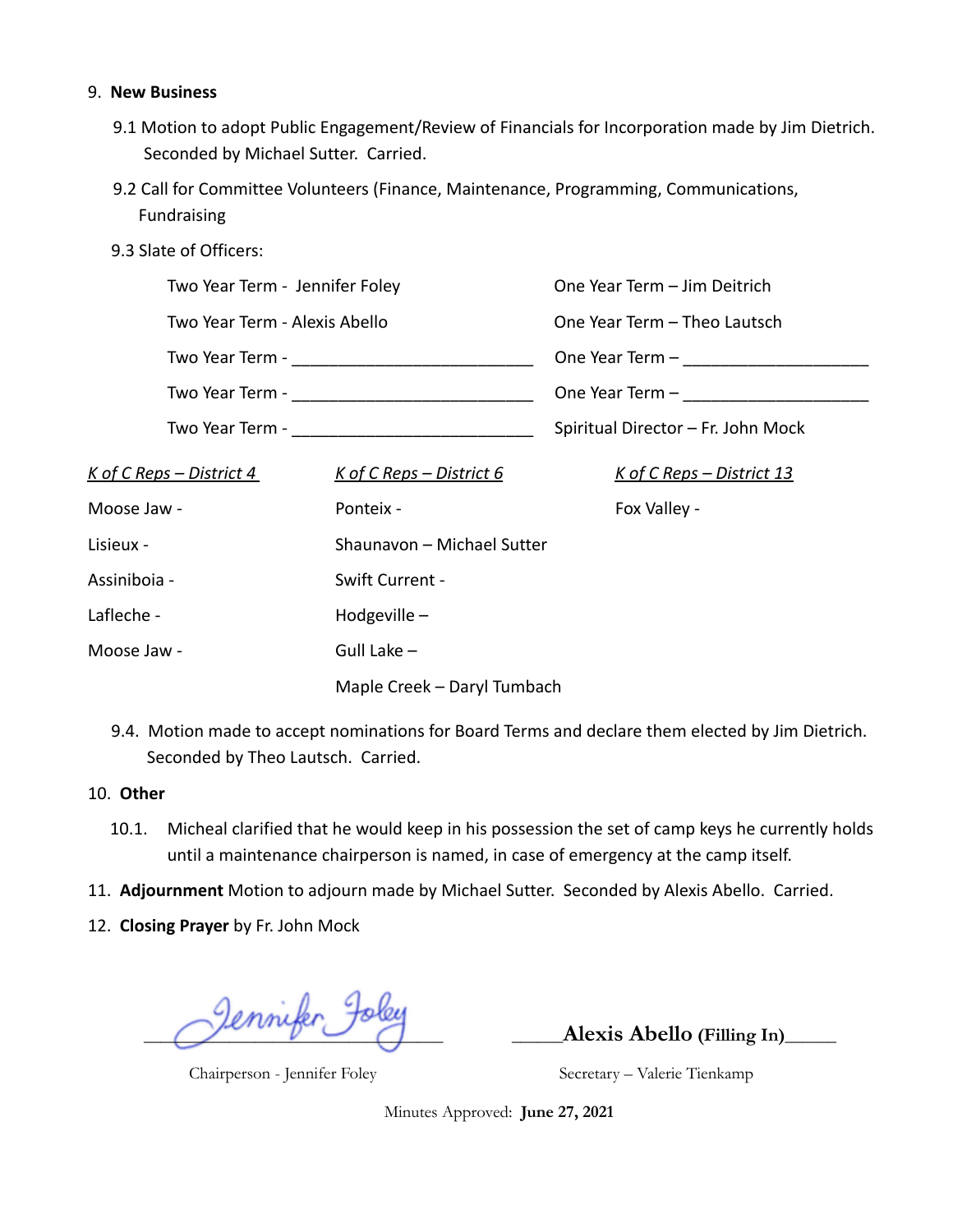9. **New Business**

   9.1 Motion to adopt Public Engagement/Review of Financials for Incorporation made by Jim Dietrich. Seconded by Michael Sutter. Carried.

   9.2 Call for Committee Volunteers (Finance, Maintenance, Programming, Communications, Fundraising

   9.3 Slate of Officers:

| | |
|---|---|
| Two Year Term - Jennifer Foley | One Year Term – Jim Deitrich |
| Two Year Term - Alexis Abello | One Year Term – Theo Lautsch |
| Two Year Term - ___________________________ | One Year Term – ____________________ |
| Two Year Term - ___________________________ | One Year Term – ____________________ |
| Two Year Term - ___________________________ | Spiritual Director – Fr. John Mock |

| *K of C Reps – District 4* | *K of C Reps – District 6* | *K of C Reps – District 13* |
|---|---|---|
| Moose Jaw - | Ponteix - | Fox Valley - |
| Lisieux - | Shaunavon – Michael Sutter | |
| Assiniboia - | Swift Current - | |
| Lafleche - | Hodgeville – | |
| Moose Jaw - | Gull Lake – | |
| | Maple Creek – Daryl Tumbach | |

   9.4. Motion made to accept nominations for Board Terms and declare them elected by Jim Dietrich. Seconded by Theo Lautsch. Carried.

10. **Other**

    10.1. Micheal clarified that he would keep in his possession the set of camp keys he currently holds until a maintenance chairperson is named, in case of emergency at the camp itself.

11. **Adjournment** Motion to adjourn made by Michael Sutter. Seconded by Alexis Abello. Carried.

12. **Closing Prayer** by Fr. John Mock

Jennifer Foley
Chairperson - Jennifer Foley

**Alexis Abello (Filling In)**
Secretary – Valerie Tienkamp

Minutes Approved: **June 27, 2021**